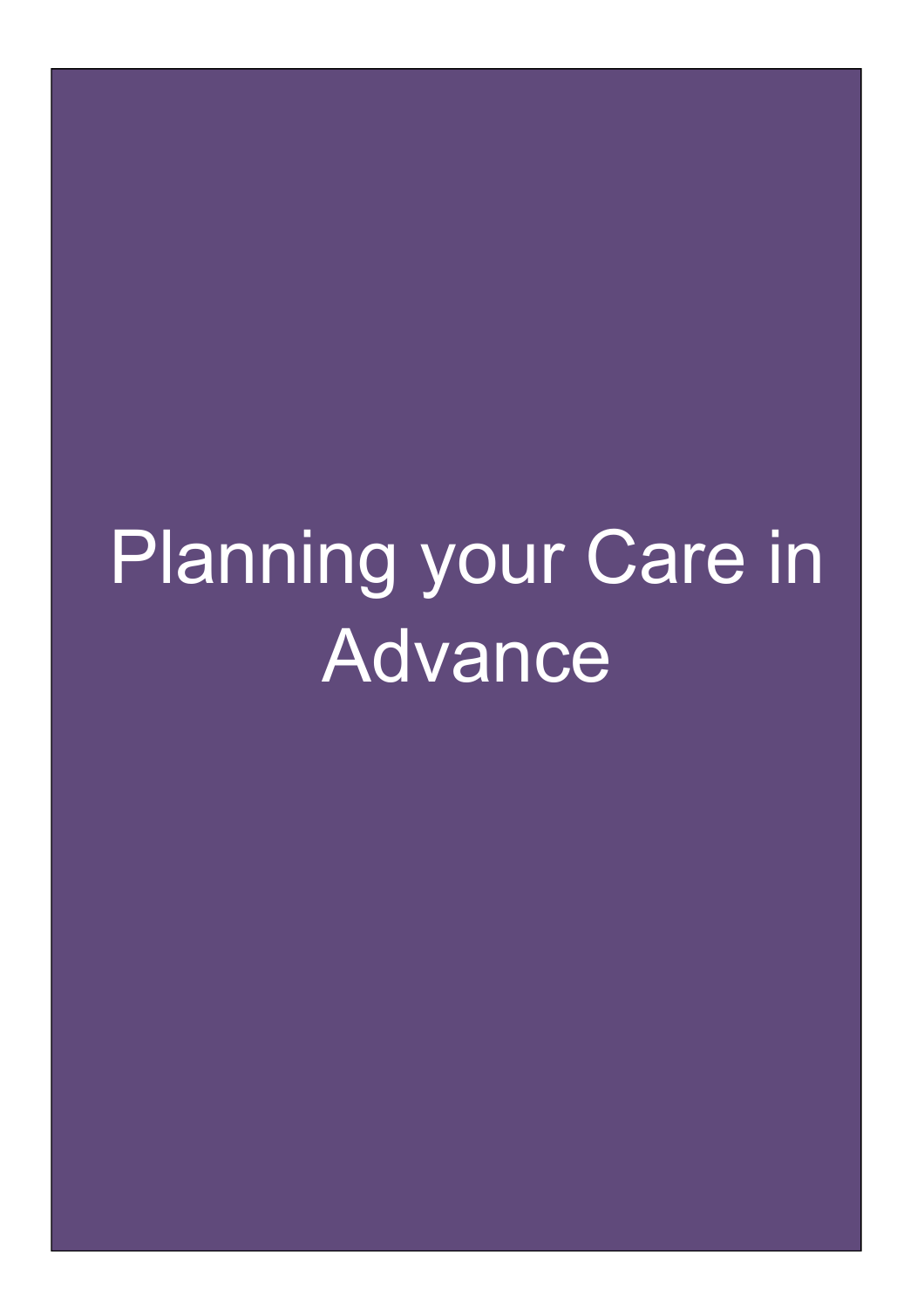# Planning your Care in Advance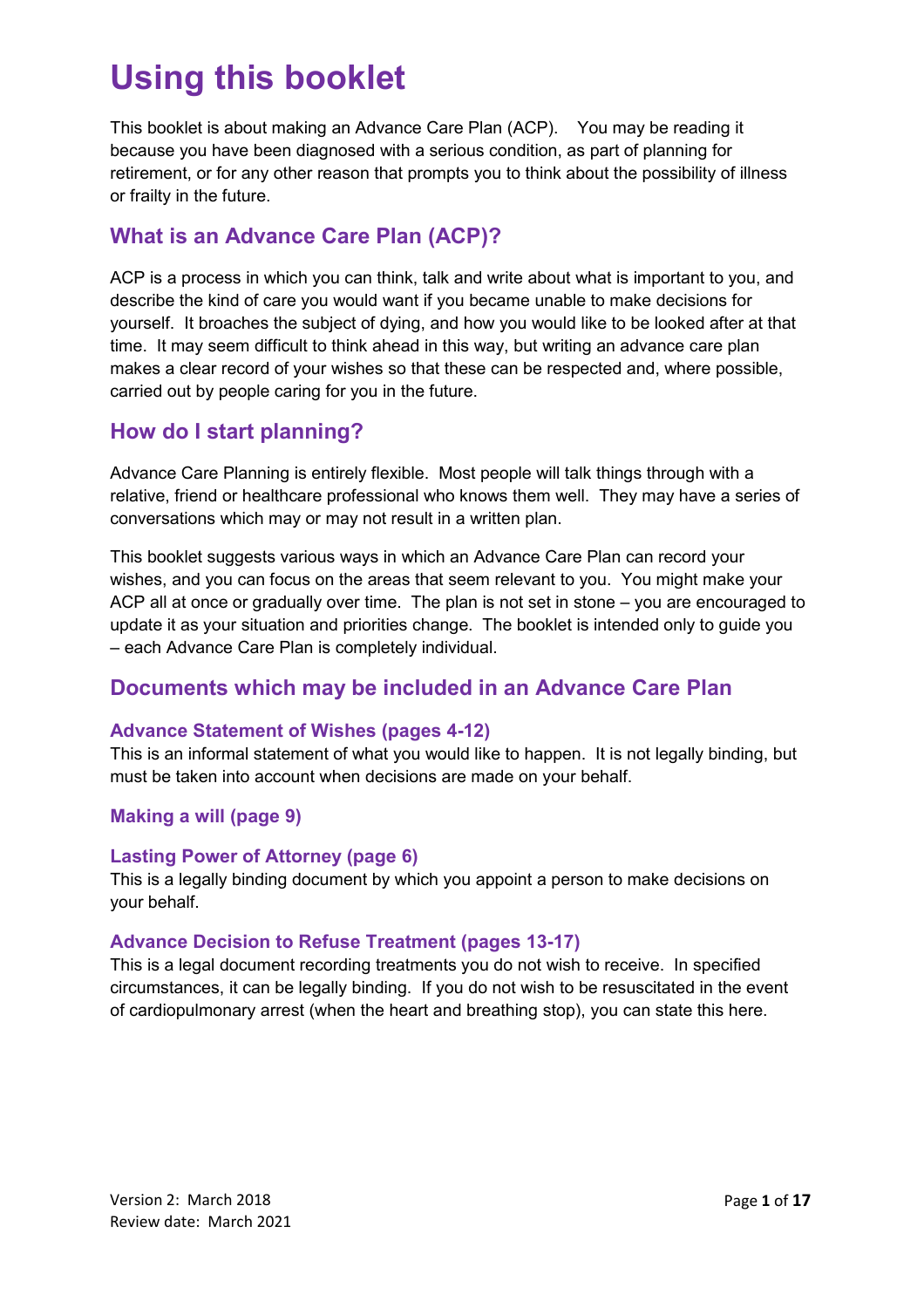# Using this booklet

This booklet is about making an Advance Care Plan (ACP). You may be reading it because you have been diagnosed with a serious condition, as part of planning for retirement, or for any other reason that prompts you to think about the possibility of illness or frailty in the future.

## What is an Advance Care Plan (ACP)?

ACP is a process in which you can think, talk and write about what is important to you, and describe the kind of care you would want if you became unable to make decisions for yourself. It broaches the subject of dying, and how you would like to be looked after at that time. It may seem difficult to think ahead in this way, but writing an advance care plan makes a clear record of your wishes so that these can be respected and, where possible, carried out by people caring for you in the future.

## How do I start planning?

Advance Care Planning is entirely flexible. Most people will talk things through with a relative, friend or healthcare professional who knows them well. They may have a series of conversations which may or may not result in a written plan.

This booklet suggests various ways in which an Advance Care Plan can record your wishes, and you can focus on the areas that seem relevant to you. You might make your ACP all at once or gradually over time. The plan is not set in stone – you are encouraged to update it as your situation and priorities change. The booklet is intended only to guide you – each Advance Care Plan is completely individual.

## Documents which may be included in an Advance Care Plan

### Advance Statement of Wishes (pages 4-12)

This is an informal statement of what you would like to happen. It is not legally binding, but must be taken into account when decisions are made on your behalf.

### Making a will (page 9)

### Lasting Power of Attorney (page 6)

This is a legally binding document by which you appoint a person to make decisions on your behalf.

### Advance Decision to Refuse Treatment (pages 13-17)

This is a legal document recording treatments you do not wish to receive. In specified circumstances, it can be legally binding. If you do not wish to be resuscitated in the event of cardiopulmonary arrest (when the heart and breathing stop), you can state this here.

Version 2: March 2018
Review date: March 2021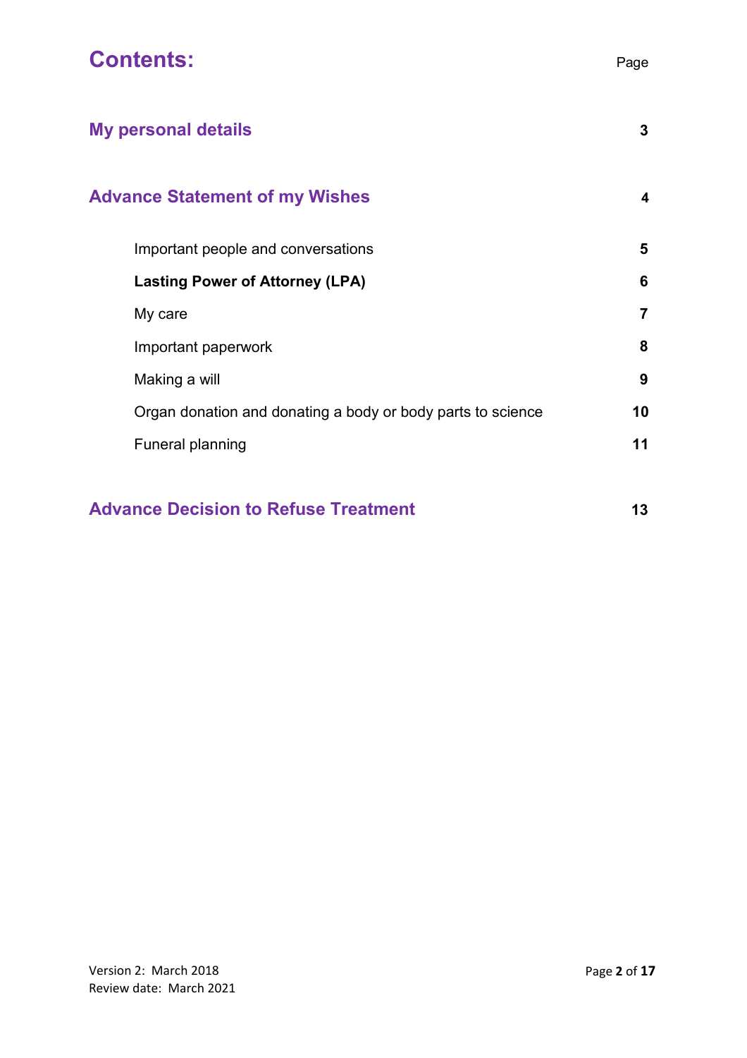# Contents:

| | Page |
|---|---|
| **My personal details** | **3** |
| **Advance Statement of my Wishes** | **4** |
| Important people and conversations | **5** |
| **Lasting Power of Attorney (LPA)** | **6** |
| My care | **7** |
| Important paperwork | **8** |
| Making a will | **9** |
| Organ donation and donating a body or body parts to science | **10** |
| Funeral planning | **11** |
| **Advance Decision to Refuse Treatment** | **13** |

Version 2: March 2018
Review date: March 2021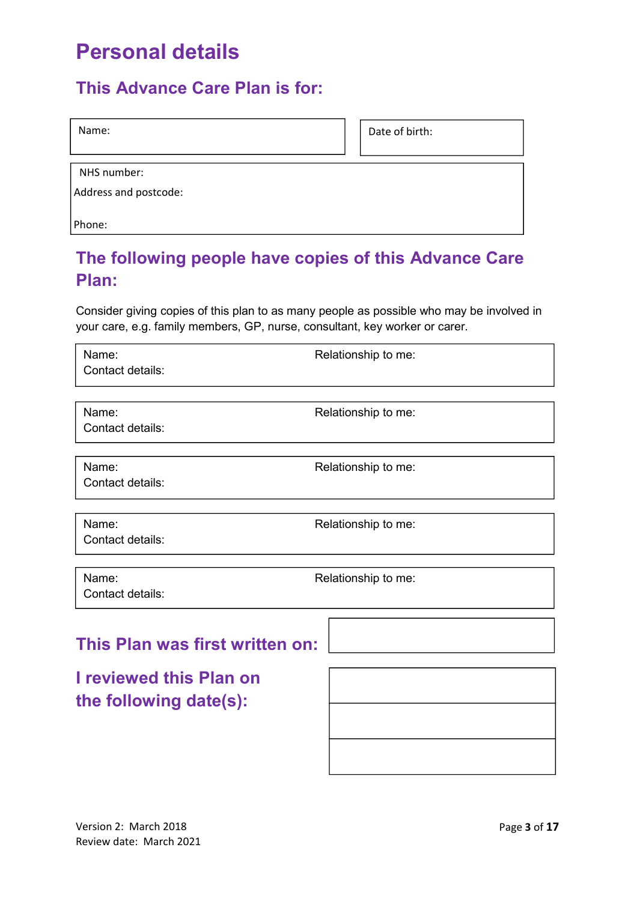# Personal details

## This Advance Care Plan is for:

| Name: | Date of birth: |
|---|---|
| NHS number: | |
| Address and postcode: | |
| Phone: | |

## The following people have copies of this Advance Care Plan:

Consider giving copies of this plan to as many people as possible who may be involved in your care, e.g. family members, GP, nurse, consultant, key worker or carer.

| Name: | Relationship to me: |
|---|---|
| Contact details: | |

| Name: | Relationship to me: |
|---|---|
| Contact details: | |

| Name: | Relationship to me: |
|---|---|
| Contact details: | |

| Name: | Relationship to me: |
|---|---|
| Contact details: | |

| Name: | Relationship to me: |
|---|---|
| Contact details: | |

## This Plan was first written on:

| |
|---|
| |

## I reviewed this Plan on the following date(s):

| |
|---|
| |
| |
| |

Version 2: March 2018
Review date: March 2021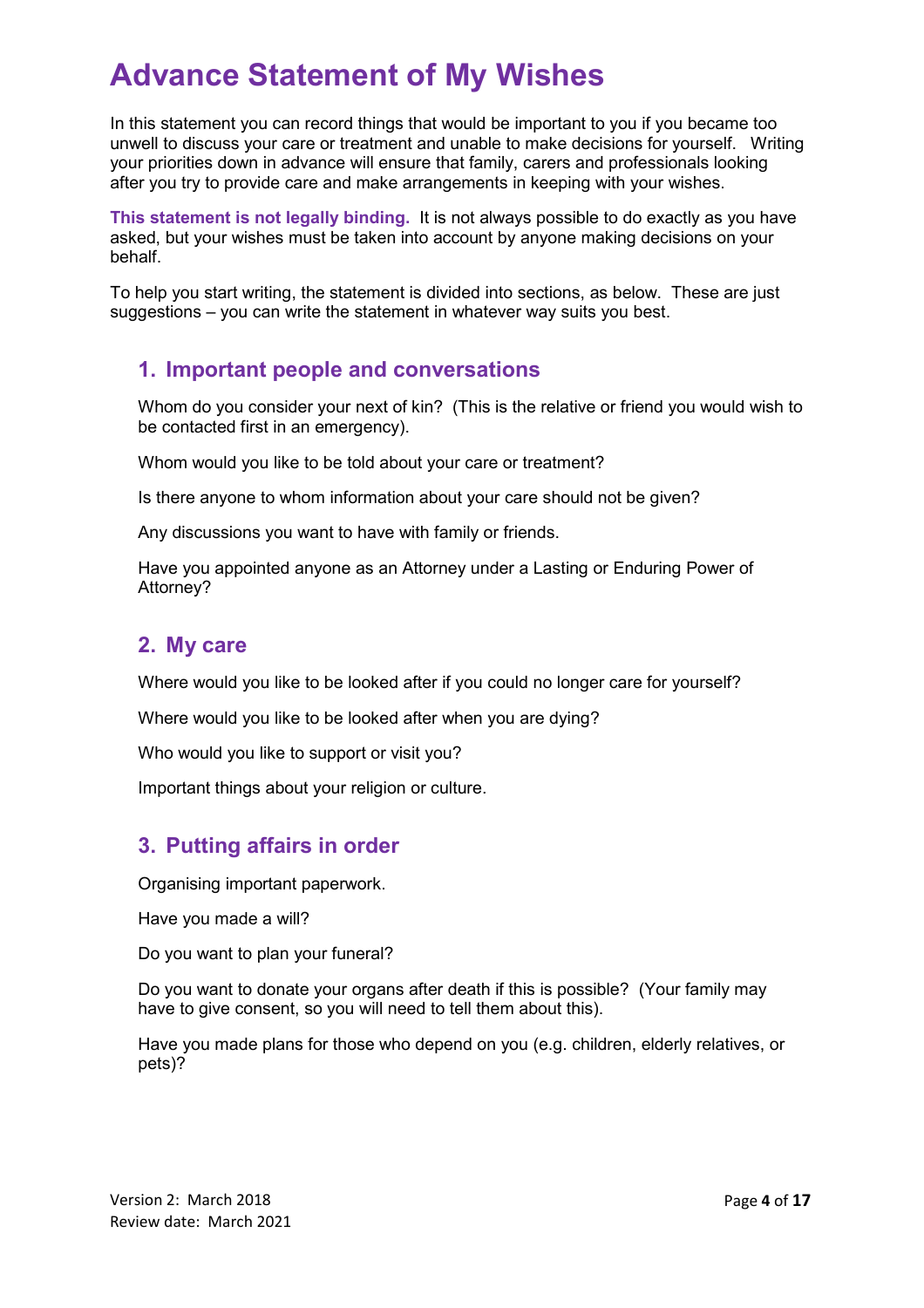# Advance Statement of My Wishes

In this statement you can record things that would be important to you if you became too unwell to discuss your care or treatment and unable to make decisions for yourself. Writing your priorities down in advance will ensure that family, carers and professionals looking after you try to provide care and make arrangements in keeping with your wishes.

**This statement is not legally binding.** It is not always possible to do exactly as you have asked, but your wishes must be taken into account by anyone making decisions on your behalf.

To help you start writing, the statement is divided into sections, as below. These are just suggestions – you can write the statement in whatever way suits you best.

## 1. Important people and conversations

Whom do you consider your next of kin? (This is the relative or friend you would wish to be contacted first in an emergency).

Whom would you like to be told about your care or treatment?

Is there anyone to whom information about your care should not be given?

Any discussions you want to have with family or friends.

Have you appointed anyone as an Attorney under a Lasting or Enduring Power of Attorney?

## 2. My care

Where would you like to be looked after if you could no longer care for yourself?

Where would you like to be looked after when you are dying?

Who would you like to support or visit you?

Important things about your religion or culture.

## 3. Putting affairs in order

Organising important paperwork.

Have you made a will?

Do you want to plan your funeral?

Do you want to donate your organs after death if this is possible? (Your family may have to give consent, so you will need to tell them about this).

Have you made plans for those who depend on you (e.g. children, elderly relatives, or pets)?

Version 2: March 2018
Review date: March 2021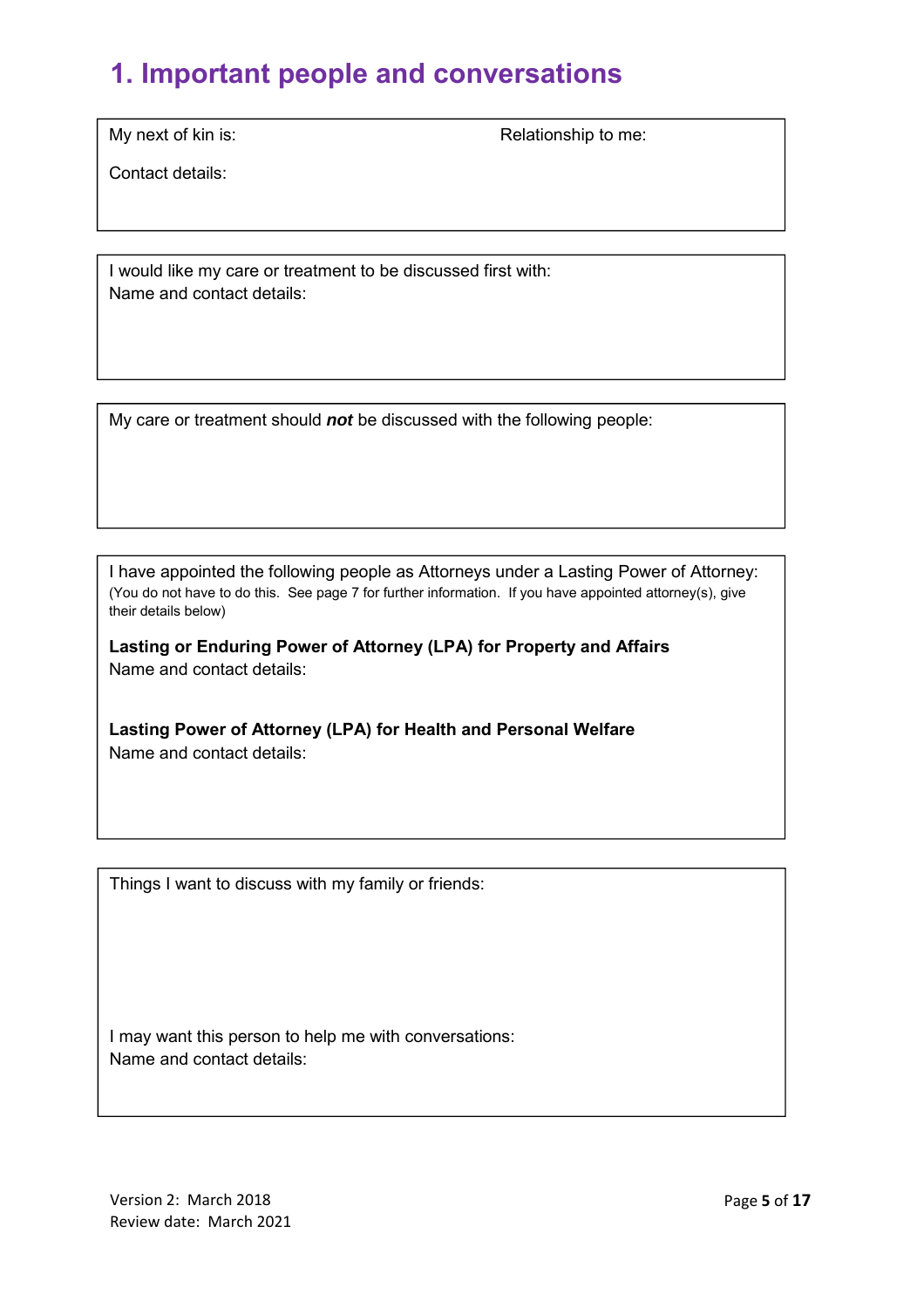# 1. Important people and conversations

My next of kin is: Relationship to me:

Contact details:

---

I would like my care or treatment to be discussed first with:
Name and contact details:

---

My care or treatment should ***not*** be discussed with the following people:

---

I have appointed the following people as Attorneys under a Lasting Power of Attorney:
(You do not have to do this. See page 7 for further information. If you have appointed attorney(s), give their details below)

**Lasting or Enduring Power of Attorney (LPA) for Property and Affairs**
Name and contact details:

**Lasting Power of Attorney (LPA) for Health and Personal Welfare**
Name and contact details:

---

Things I want to discuss with my family or friends:

I may want this person to help me with conversations:
Name and contact details:

Version 2: March 2018
Review date: March 2021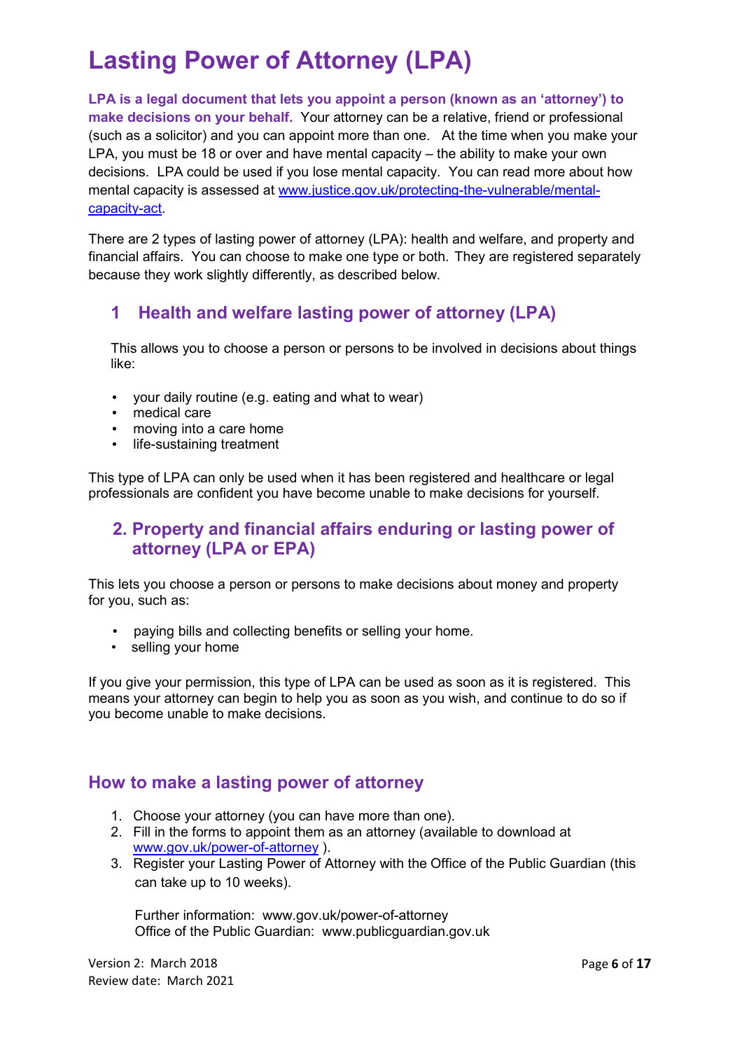# Lasting Power of Attorney (LPA)

**LPA is a legal document that lets you appoint a person (known as an 'attorney') to make decisions on your behalf.** Your attorney can be a relative, friend or professional (such as a solicitor) and you can appoint more than one. At the time when you make your LPA, you must be 18 or over and have mental capacity – the ability to make your own decisions. LPA could be used if you lose mental capacity. You can read more about how mental capacity is assessed at [www.justice.gov.uk/protecting-the-vulnerable/mental-capacity-act](www.justice.gov.uk/protecting-the-vulnerable/mental-capacity-act).

There are 2 types of lasting power of attorney (LPA): health and welfare, and property and financial affairs. You can choose to make one type or both. They are registered separately because they work slightly differently, as described below.

## 1 Health and welfare lasting power of attorney (LPA)

This allows you to choose a person or persons to be involved in decisions about things like:

- your daily routine (e.g. eating and what to wear)
- medical care
- moving into a care home
- life-sustaining treatment

This type of LPA can only be used when it has been registered and healthcare or legal professionals are confident you have become unable to make decisions for yourself.

## 2. Property and financial affairs enduring or lasting power of attorney (LPA or EPA)

This lets you choose a person or persons to make decisions about money and property for you, such as:

- paying bills and collecting benefits or selling your home.
- selling your home

If you give your permission, this type of LPA can be used as soon as it is registered. This means your attorney can begin to help you as soon as you wish, and continue to do so if you become unable to make decisions.

## How to make a lasting power of attorney

1. Choose your attorney (you can have more than one).
2. Fill in the forms to appoint them as an attorney (available to download at [www.gov.uk/power-of-attorney](www.gov.uk/power-of-attorney) ).
3. Register your Lasting Power of Attorney with the Office of the Public Guardian (this can take up to 10 weeks).

   Further information: www.gov.uk/power-of-attorney
   Office of the Public Guardian: www.publicguardian.gov.uk

Version 2: March 2018
Review date: March 2021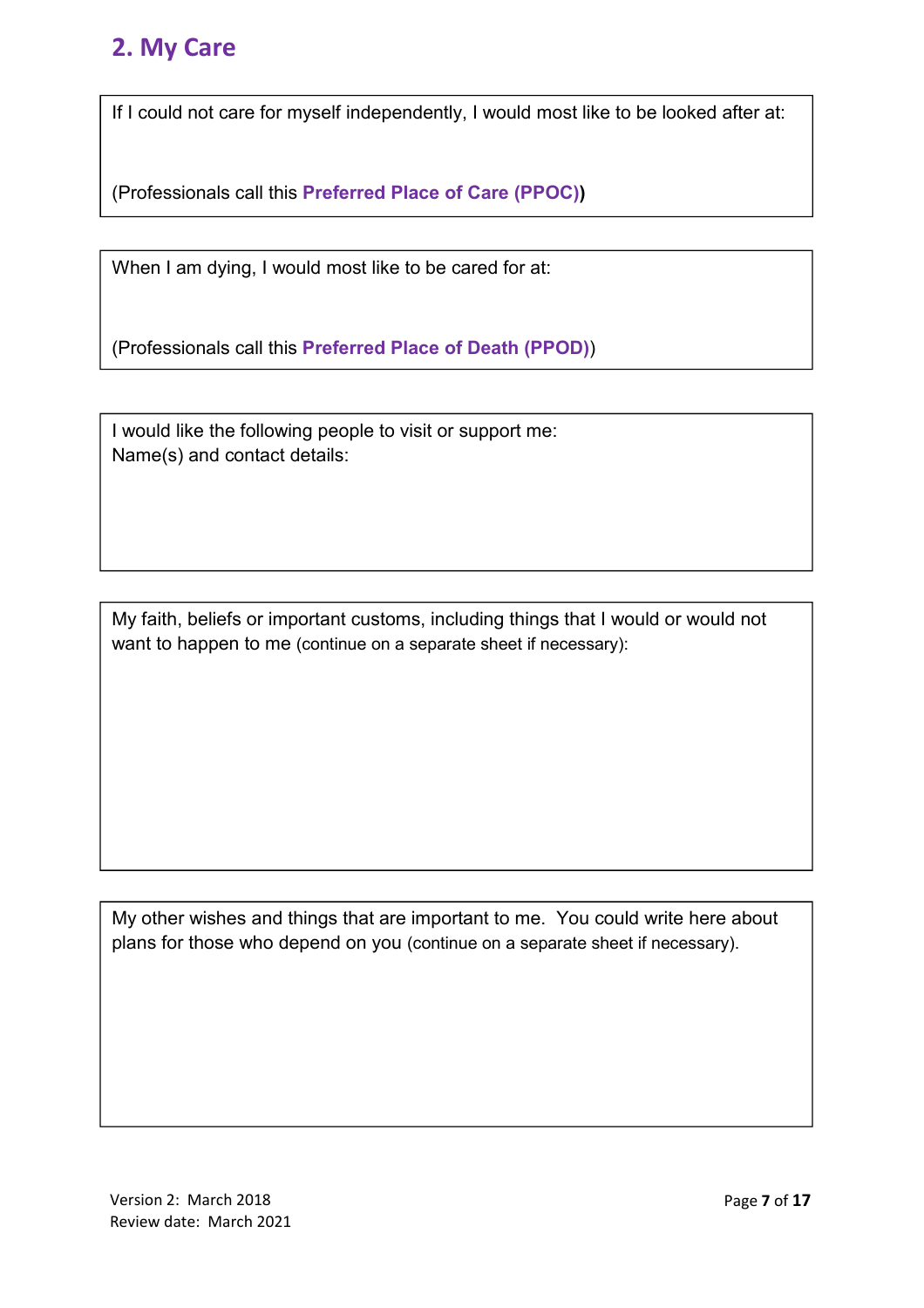## 2. My Care

If I could not care for myself independently, I would most like to be looked after at:

(Professionals call this **Preferred Place of Care (PPOC)**)

When I am dying, I would most like to be cared for at:

(Professionals call this **Preferred Place of Death (PPOD)**)

I would like the following people to visit or support me:
Name(s) and contact details:

My faith, beliefs or important customs, including things that I would or would not want to happen to me (continue on a separate sheet if necessary):

My other wishes and things that are important to me. You could write here about plans for those who depend on you (continue on a separate sheet if necessary).

Version 2: March 2018
Review date: March 2021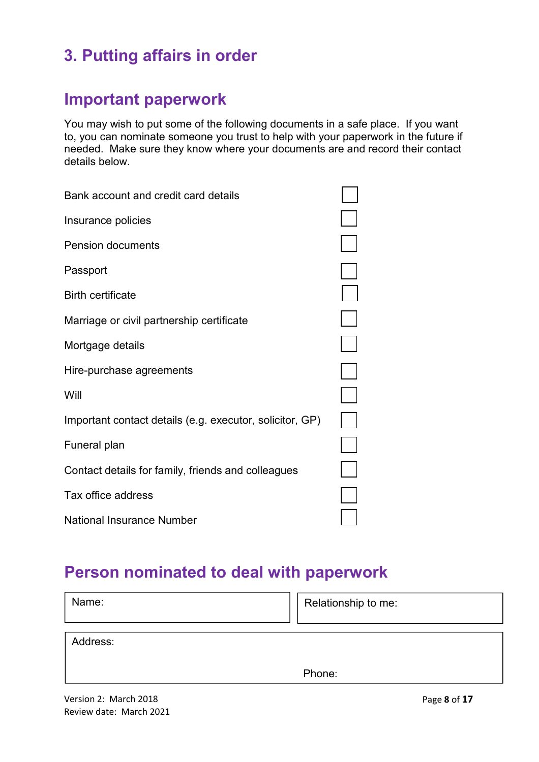# 3. Putting affairs in order

## Important paperwork

You may wish to put some of the following documents in a safe place. If you want to, you can nominate someone you trust to help with your paperwork in the future if needed. Make sure they know where your documents are and record their contact details below.

- [ ] Bank account and credit card details
- [ ] Insurance policies
- [ ] Pension documents
- [ ] Passport
- [ ] Birth certificate
- [ ] Marriage or civil partnership certificate
- [ ] Mortgage details
- [ ] Hire-purchase agreements
- [ ] Will
- [ ] Important contact details (e.g. executor, solicitor, GP)
- [ ] Funeral plan
- [ ] Contact details for family, friends and colleagues
- [ ] Tax office address
- [ ] National Insurance Number

## Person nominated to deal with paperwork

| Name: | Relationship to me: |
|---|---|
| Address: | Phone: |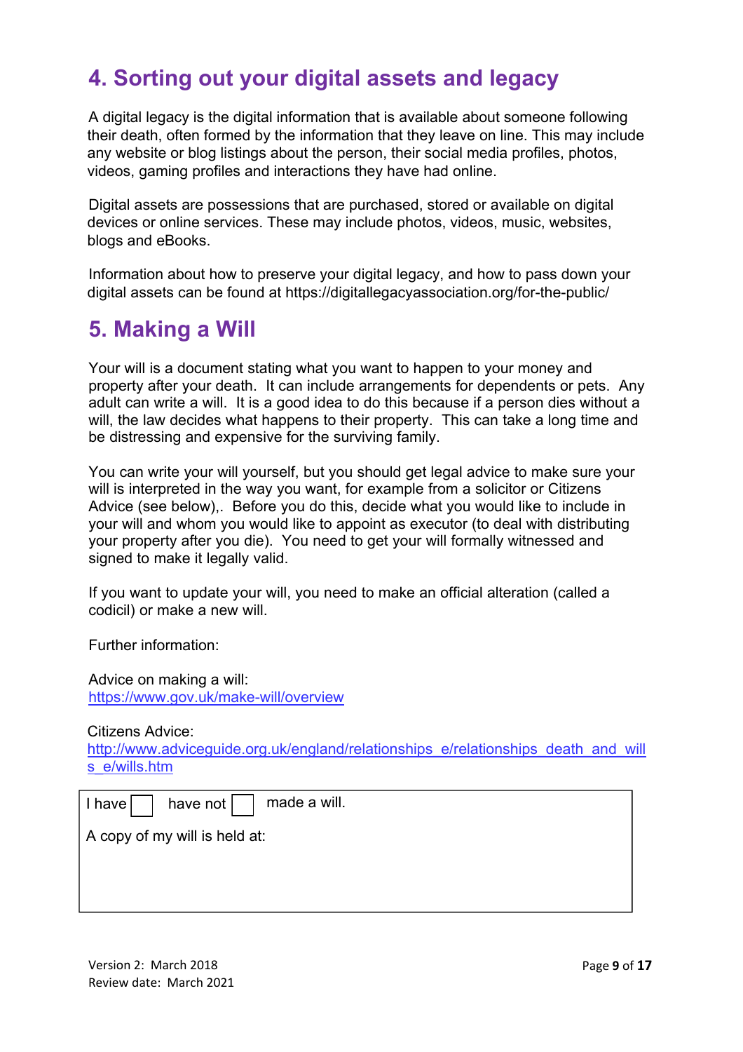## 4. Sorting out your digital assets and legacy

A digital legacy is the digital information that is available about someone following their death, often formed by the information that they leave on line. This may include any website or blog listings about the person, their social media profiles, photos, videos, gaming profiles and interactions they have had online.

Digital assets are possessions that are purchased, stored or available on digital devices or online services. These may include photos, videos, music, websites, blogs and eBooks.

Information about how to preserve your digital legacy, and how to pass down your digital assets can be found at https://digitallegacyassociation.org/for-the-public/

## 5. Making a Will

Your will is a document stating what you want to happen to your money and property after your death. It can include arrangements for dependents or pets. Any adult can write a will. It is a good idea to do this because if a person dies without a will, the law decides what happens to their property. This can take a long time and be distressing and expensive for the surviving family.

You can write your will yourself, but you should get legal advice to make sure your will is interpreted in the way you want, for example from a solicitor or Citizens Advice (see below),. Before you do this, decide what you would like to include in your will and whom you would like to appoint as executor (to deal with distributing your property after you die). You need to get your will formally witnessed and signed to make it legally valid.

If you want to update your will, you need to make an official alteration (called a codicil) or make a new will.

Further information:

Advice on making a will:
https://www.gov.uk/make-will/overview

Citizens Advice:
http://www.adviceguide.org.uk/england/relationships_e/relationships_death_and_wills_e/wills.htm

I have ☐ have not ☐ made a will.

A copy of my will is held at: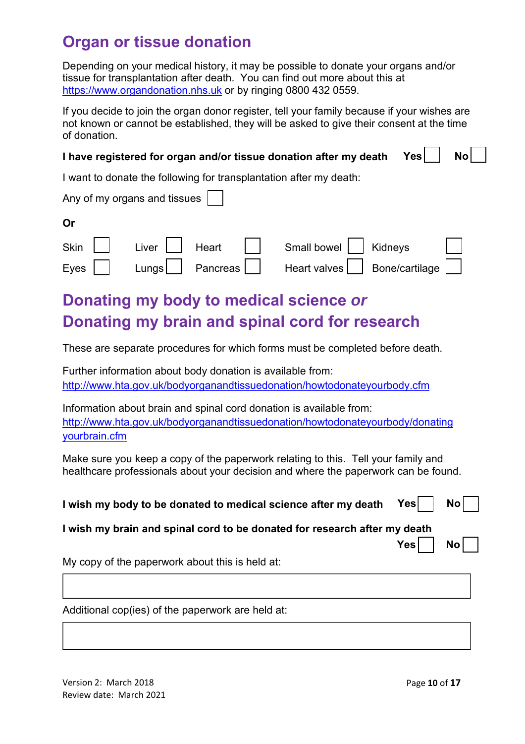## Organ or tissue donation

Depending on your medical history, it may be possible to donate your organs and/or tissue for transplantation after death. You can find out more about this at https://www.organdonation.nhs.uk or by ringing 0800 432 0559.

If you decide to join the organ donor register, tell your family because if your wishes are not known or cannot be established, they will be asked to give their consent at the time of donation.

**I have registered for organ and/or tissue donation after my death** **Yes** ☐ **No** ☐

I want to donate the following for transplantation after my death:

Any of my organs and tissues ☐

**Or**

| | | | | |
|---|---|---|---|---|
| Skin ☐ | Liver ☐ | Heart ☐ | Small bowel ☐ | Kidneys ☐ |
| Eyes ☐ | Lungs ☐ | Pancreas ☐ | Heart valves ☐ | Bone/cartilage ☐ |

## Donating my body to medical science *or* Donating my brain and spinal cord for research

These are separate procedures for which forms must be completed before death.

Further information about body donation is available from:
http://www.hta.gov.uk/bodyorganandtissuedonation/howtodonateyourbody.cfm

Information about brain and spinal cord donation is available from:
http://www.hta.gov.uk/bodyorganandtissuedonation/howtodonateyourbody/donatingyourbrain.cfm

Make sure you keep a copy of the paperwork relating to this. Tell your family and healthcare professionals about your decision and where the paperwork can be found.

**I wish my body to be donated to medical science after my death** **Yes** ☐ **No** ☐

**I wish my brain and spinal cord to be donated for research after my death** **Yes** ☐ **No** ☐

My copy of the paperwork about this is held at:

| |
|---|
| |

Additional cop(ies) of the paperwork are held at:

| |
|---|
| |

Version 2: March 2018
Review date: March 2021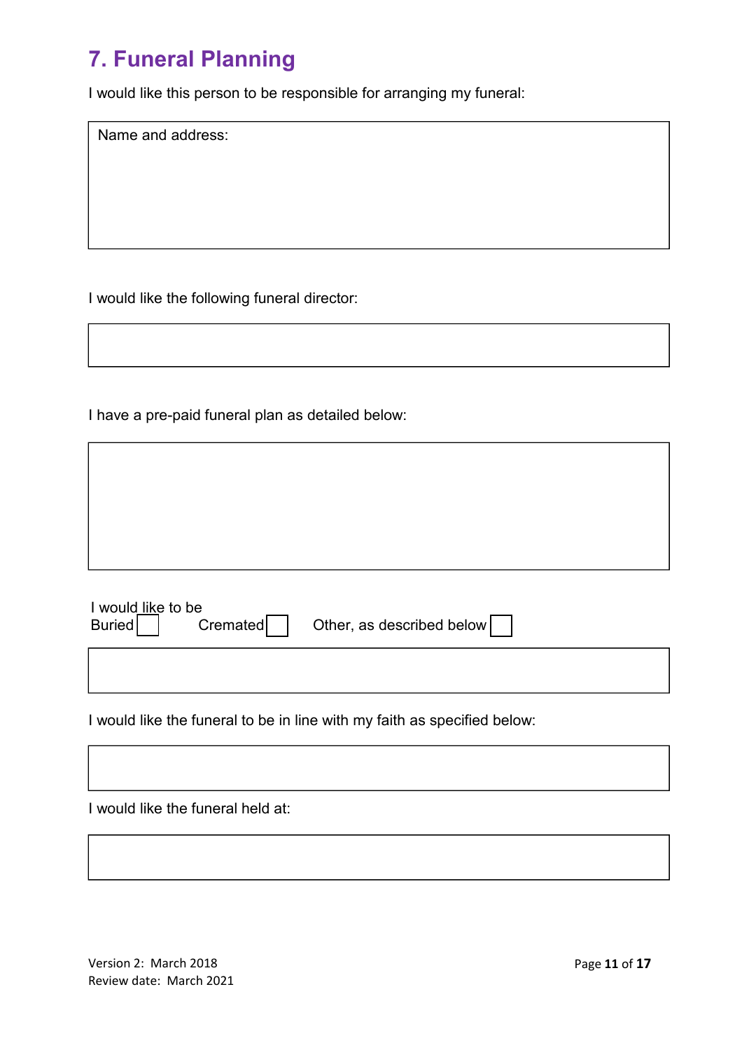## 7. Funeral Planning

I would like this person to be responsible for arranging my funeral:

Name and address:

I would like the following funeral director:

I have a pre-paid funeral plan as detailed below:

I would like to be

Buried ☐ Cremated ☐ Other, as described below ☐

I would like the funeral to be in line with my faith as specified below:

I would like the funeral held at:

Version 2: March 2018
Review date: March 2021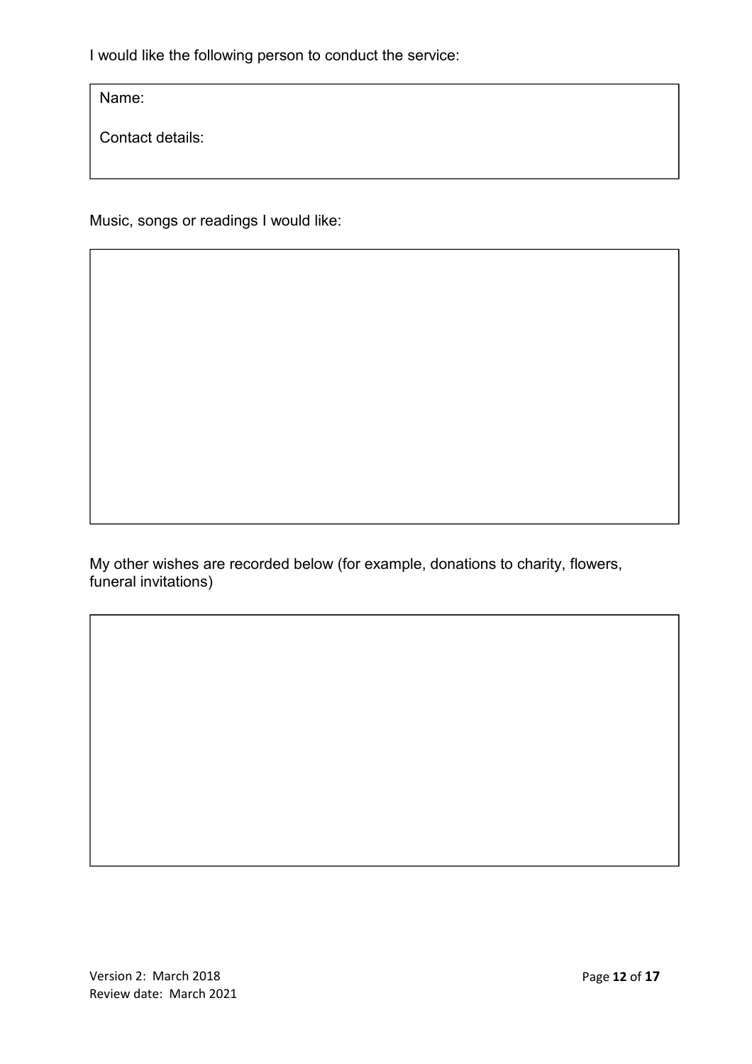I would like the following person to conduct the service:

| Name: |
|---|
| Contact details: |

Music, songs or readings I would like:

| |
|---|
| |

My other wishes are recorded below (for example, donations to charity, flowers, funeral invitations)

| |
|---|
| |

Version 2: March 2018
Review date: March 2021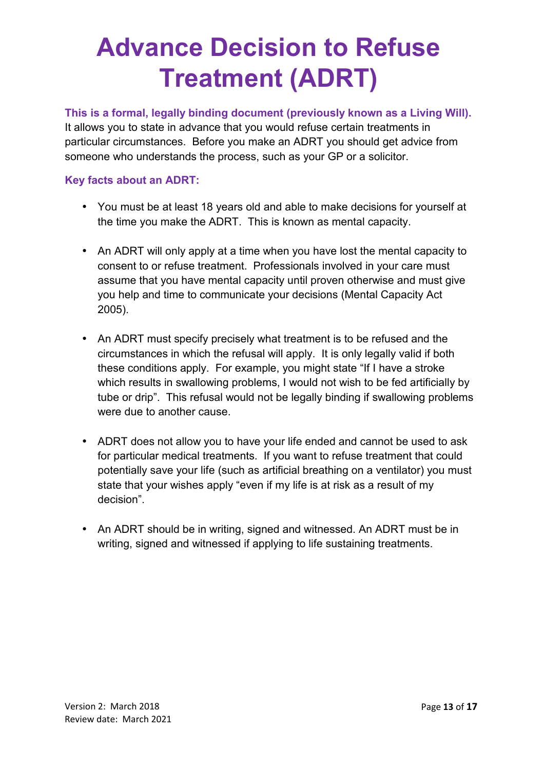# Advance Decision to Refuse Treatment (ADRT)

**This is a formal, legally binding document (previously known as a Living Will).** It allows you to state in advance that you would refuse certain treatments in particular circumstances. Before you make an ADRT you should get advice from someone who understands the process, such as your GP or a solicitor.

**Key facts about an ADRT:**

- You must be at least 18 years old and able to make decisions for yourself at the time you make the ADRT. This is known as mental capacity.

- An ADRT will only apply at a time when you have lost the mental capacity to consent to or refuse treatment. Professionals involved in your care must assume that you have mental capacity until proven otherwise and must give you help and time to communicate your decisions (Mental Capacity Act 2005).

- An ADRT must specify precisely what treatment is to be refused and the circumstances in which the refusal will apply. It is only legally valid if both these conditions apply. For example, you might state "If I have a stroke which results in swallowing problems, I would not wish to be fed artificially by tube or drip". This refusal would not be legally binding if swallowing problems were due to another cause.

- ADRT does not allow you to have your life ended and cannot be used to ask for particular medical treatments. If you want to refuse treatment that could potentially save your life (such as artificial breathing on a ventilator) you must state that your wishes apply "even if my life is at risk as a result of my decision".

- An ADRT should be in writing, signed and witnessed. An ADRT must be in writing, signed and witnessed if applying to life sustaining treatments.

Version 2: March 2018
Review date: March 2021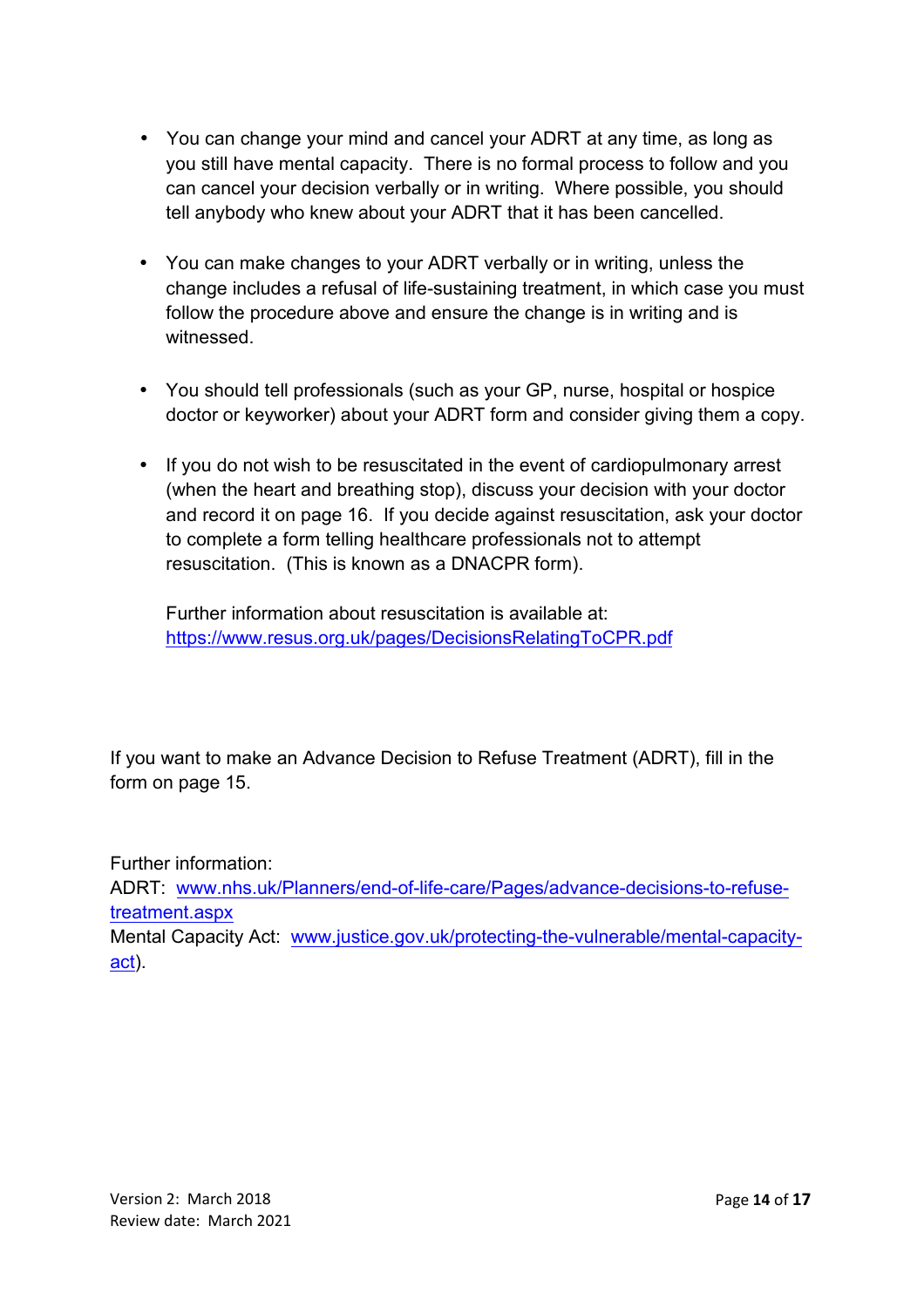- You can change your mind and cancel your ADRT at any time, as long as you still have mental capacity. There is no formal process to follow and you can cancel your decision verbally or in writing. Where possible, you should tell anybody who knew about your ADRT that it has been cancelled.

- You can make changes to your ADRT verbally or in writing, unless the change includes a refusal of life-sustaining treatment, in which case you must follow the procedure above and ensure the change is in writing and is witnessed.

- You should tell professionals (such as your GP, nurse, hospital or hospice doctor or keyworker) about your ADRT form and consider giving them a copy.

- If you do not wish to be resuscitated in the event of cardiopulmonary arrest (when the heart and breathing stop), discuss your decision with your doctor and record it on page 16. If you decide against resuscitation, ask your doctor to complete a form telling healthcare professionals not to attempt resuscitation. (This is known as a DNACPR form).

  Further information about resuscitation is available at:
  [https://www.resus.org.uk/pages/DecisionsRelatingToCPR.pdf](https://www.resus.org.uk/pages/DecisionsRelatingToCPR.pdf)

If you want to make an Advance Decision to Refuse Treatment (ADRT), fill in the form on page 15.

Further information:
ADRT: [www.nhs.uk/Planners/end-of-life-care/Pages/advance-decisions-to-refuse-treatment.aspx](www.nhs.uk/Planners/end-of-life-care/Pages/advance-decisions-to-refuse-treatment.aspx)
Mental Capacity Act: [www.justice.gov.uk/protecting-the-vulnerable/mental-capacity-act](www.justice.gov.uk/protecting-the-vulnerable/mental-capacity-act)).

Version 2: March 2018
Review date: March 2021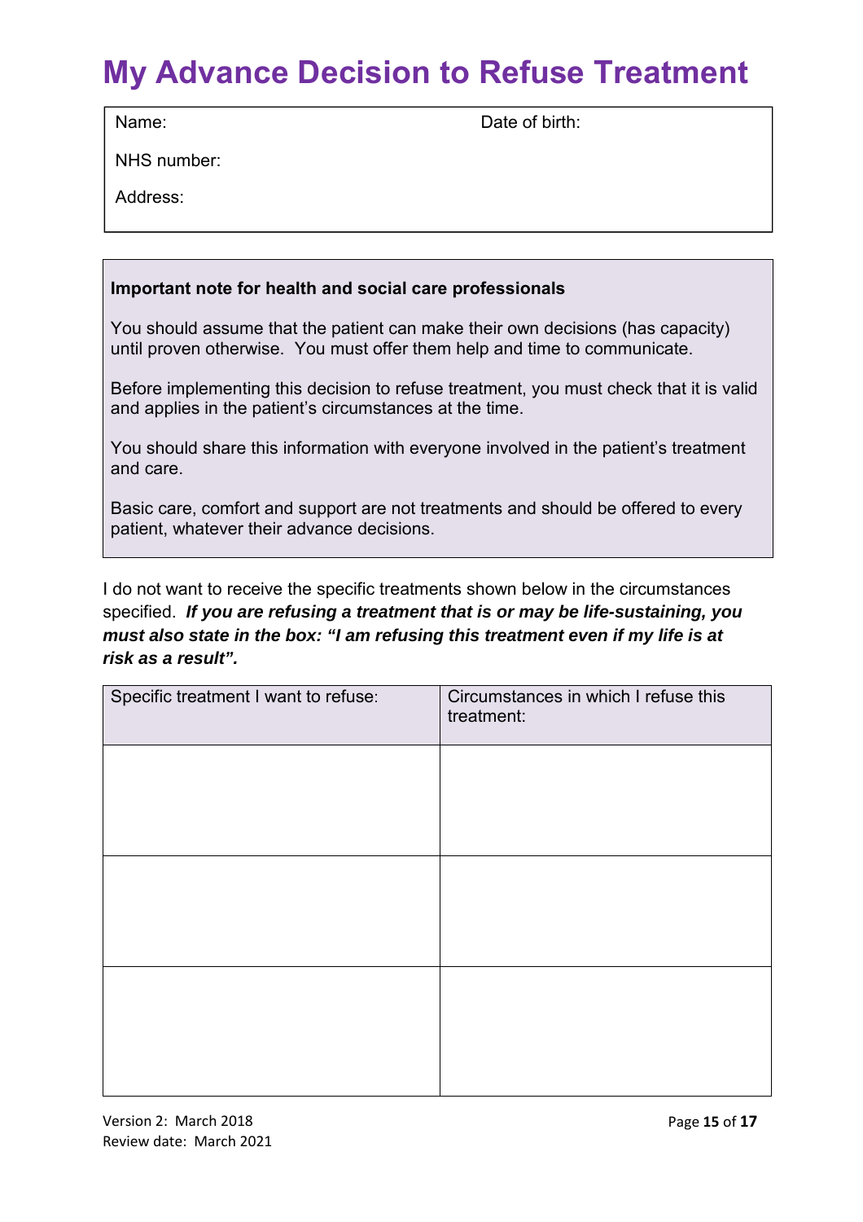# My Advance Decision to Refuse Treatment

| Name: | Date of birth: |
|---|---|
| NHS number: | |
| Address: | |

**Important note for health and social care professionals**

You should assume that the patient can make their own decisions (has capacity) until proven otherwise. You must offer them help and time to communicate.

Before implementing this decision to refuse treatment, you must check that it is valid and applies in the patient's circumstances at the time.

You should share this information with everyone involved in the patient's treatment and care.

Basic care, comfort and support are not treatments and should be offered to every patient, whatever their advance decisions.

I do not want to receive the specific treatments shown below in the circumstances specified. ***If you are refusing a treatment that is or may be life-sustaining, you must also state in the box: "I am refusing this treatment even if my life is at risk as a result".***

| Specific treatment I want to refuse: | Circumstances in which I refuse this treatment: |
|---|---|
| | |
| | |
| | |

Version 2: March 2018
Review date: March 2021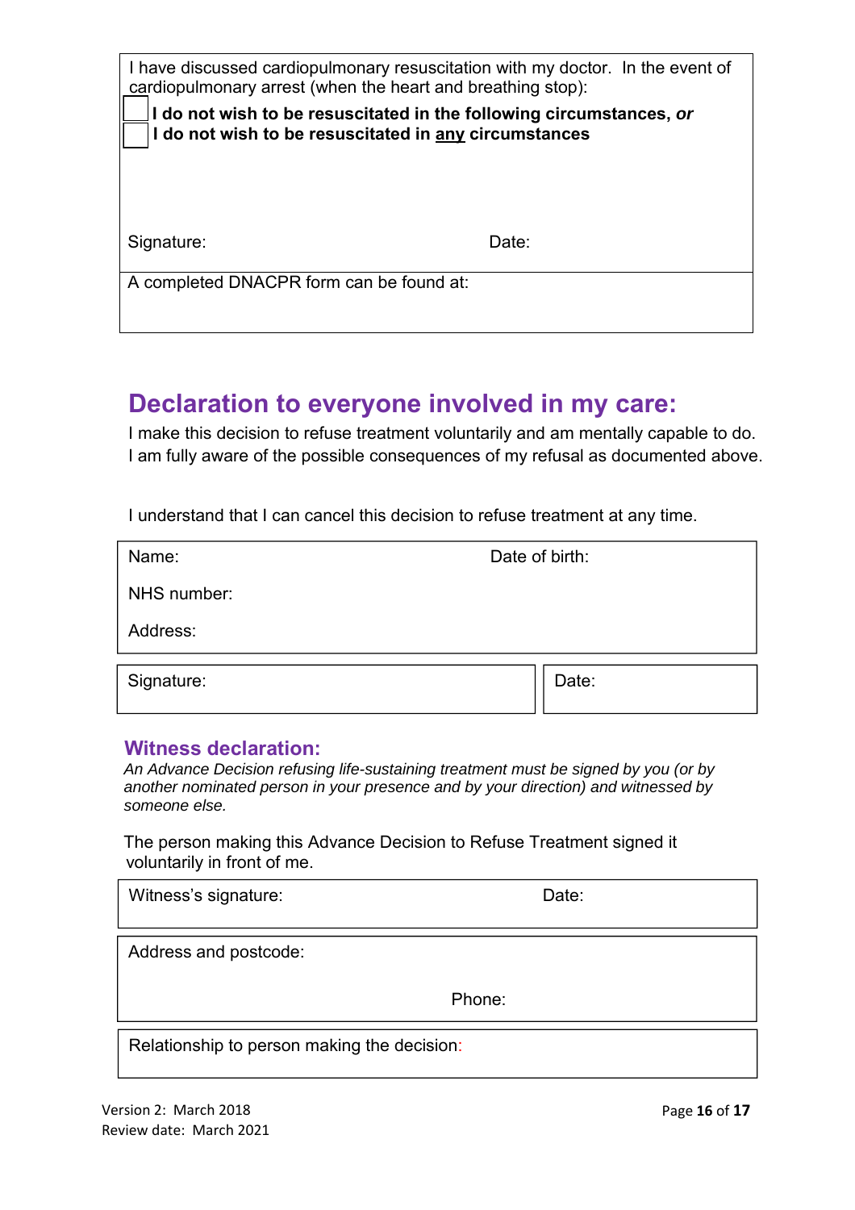I have discussed cardiopulmonary resuscitation with my doctor. In the event of cardiopulmonary arrest (when the heart and breathing stop):

- ☐ **I do not wish to be resuscitated in the following circumstances, *or***
- ☐ **I do not wish to be resuscitated in <u>any</u> circumstances**

Signature: Date:

A completed DNACPR form can be found at:

## Declaration to everyone involved in my care:

I make this decision to refuse treatment voluntarily and am mentally capable to do. I am fully aware of the possible consequences of my refusal as documented above.

I understand that I can cancel this decision to refuse treatment at any time.

Name: Date of birth:

NHS number:

Address:

Signature: Date:

### Witness declaration:

*An Advance Decision refusing life-sustaining treatment must be signed by you (or by another nominated person in your presence and by your direction) and witnessed by someone else.*

The person making this Advance Decision to Refuse Treatment signed it voluntarily in front of me.

Witness's signature: Date:

Address and postcode:

Phone:

Relationship to person making the decision:

Version 2: March 2018
Review date: March 2021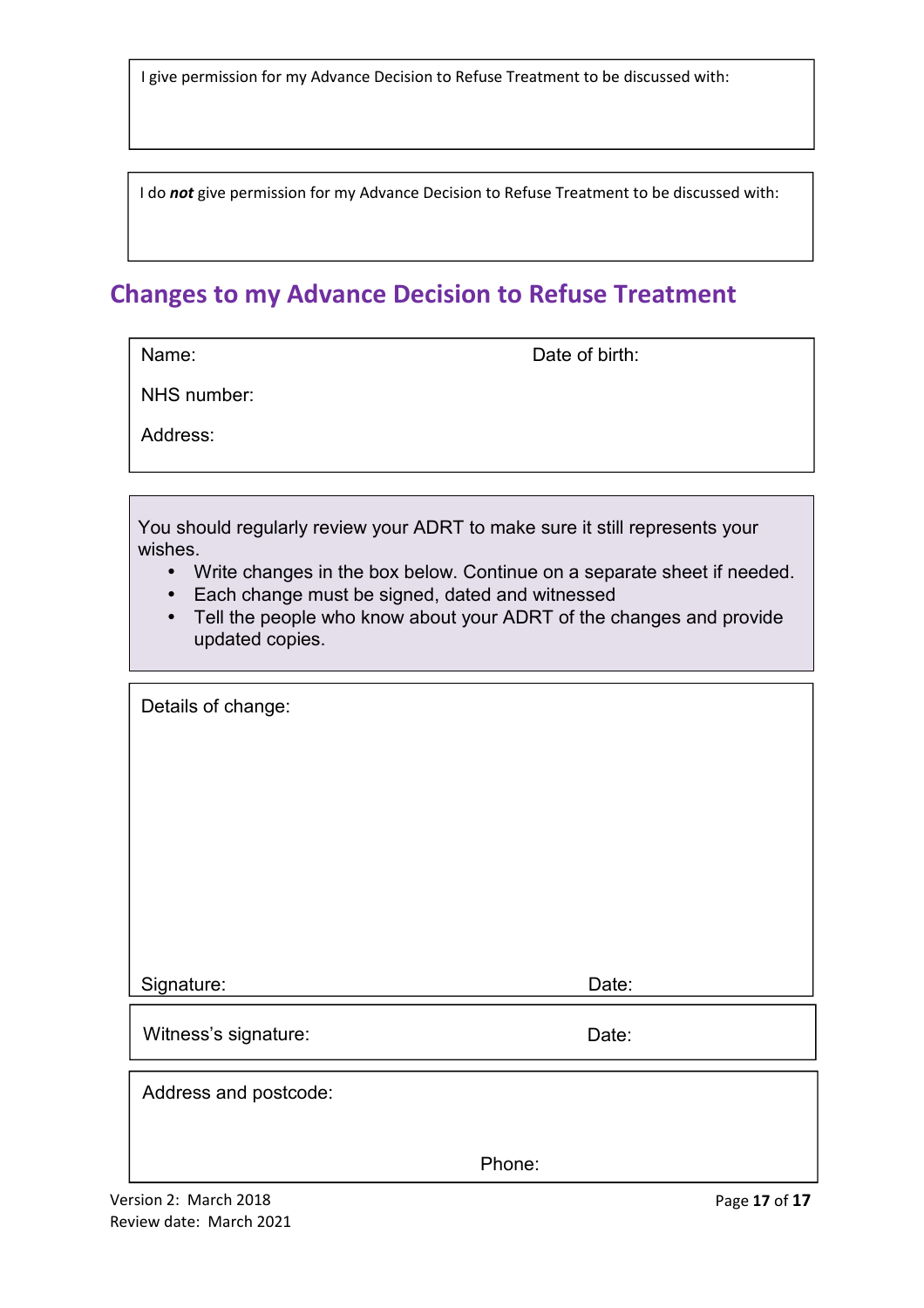I give permission for my Advance Decision to Refuse Treatment to be discussed with:

I do ***not*** give permission for my Advance Decision to Refuse Treatment to be discussed with:

## Changes to my Advance Decision to Refuse Treatment

Name: Date of birth:

NHS number:

Address:

You should regularly review your ADRT to make sure it still represents your wishes.

- Write changes in the box below. Continue on a separate sheet if needed.
- Each change must be signed, dated and witnessed
- Tell the people who know about your ADRT of the changes and provide updated copies.

Details of change:

Signature: Date:

Witness's signature: Date:

Address and postcode:

Phone:

Version 2: March 2018
Review date: March 2021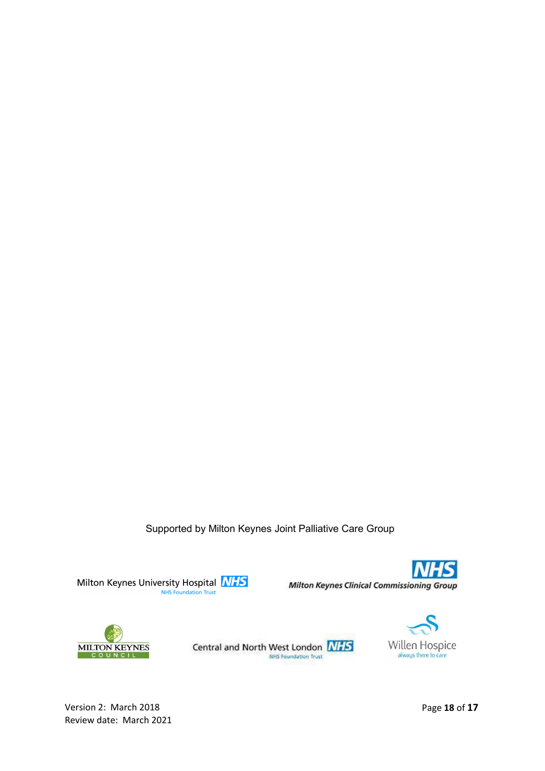Supported by Milton Keynes Joint Palliative Care Group

Milton Keynes University Hospital NHS Foundation Trust

Milton Keynes Clinical Commissioning Group

Milton Keynes Council

Central and North West London NHS Foundation Trust

Willen Hospice always there to care

Version 2: March 2018
Review date: March 2021